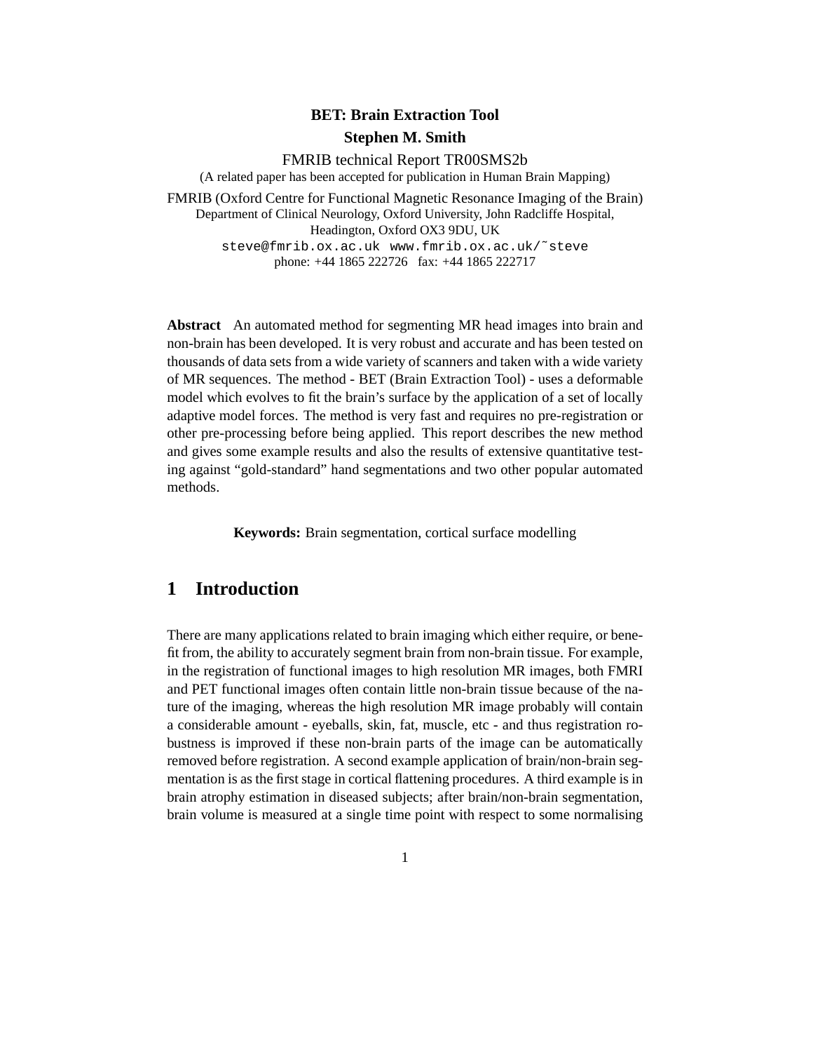**BET: Brain Extraction Tool**

**Stephen M. Smith**

FMRIB technical Report TR00SMS2b

(A related paper has been accepted for publication in Human Brain Mapping)

FMRIB (Oxford Centre for Functional Magnetic Resonance Imaging of the Brain)
Department of Clinical Neurology, Oxford University, John Radcliffe Hospital,
Headington, Oxford OX3 9DU, UK
steve@fmrib.ox.ac.uk www.fmrib.ox.ac.uk/~steve
phone: +44 1865 222726 fax: +44 1865 222717

**Abstract** An automated method for segmenting MR head images into brain and non-brain has been developed. It is very robust and accurate and has been tested on thousands of data sets from a wide variety of scanners and taken with a wide variety of MR sequences. The method - BET (Brain Extraction Tool) - uses a deformable model which evolves to fit the brain's surface by the application of a set of locally adaptive model forces. The method is very fast and requires no pre-registration or other pre-processing before being applied. This report describes the new method and gives some example results and also the results of extensive quantitative testing against "gold-standard" hand segmentations and two other popular automated methods.

**Keywords:** Brain segmentation, cortical surface modelling

# 1 Introduction

There are many applications related to brain imaging which either require, or benefit from, the ability to accurately segment brain from non-brain tissue. For example, in the registration of functional images to high resolution MR images, both FMRI and PET functional images often contain little non-brain tissue because of the nature of the imaging, whereas the high resolution MR image probably will contain a considerable amount - eyeballs, skin, fat, muscle, etc - and thus registration robustness is improved if these non-brain parts of the image can be automatically removed before registration. A second example application of brain/non-brain segmentation is as the first stage in cortical flattening procedures. A third example is in brain atrophy estimation in diseased subjects; after brain/non-brain segmentation, brain volume is measured at a single time point with respect to some normalising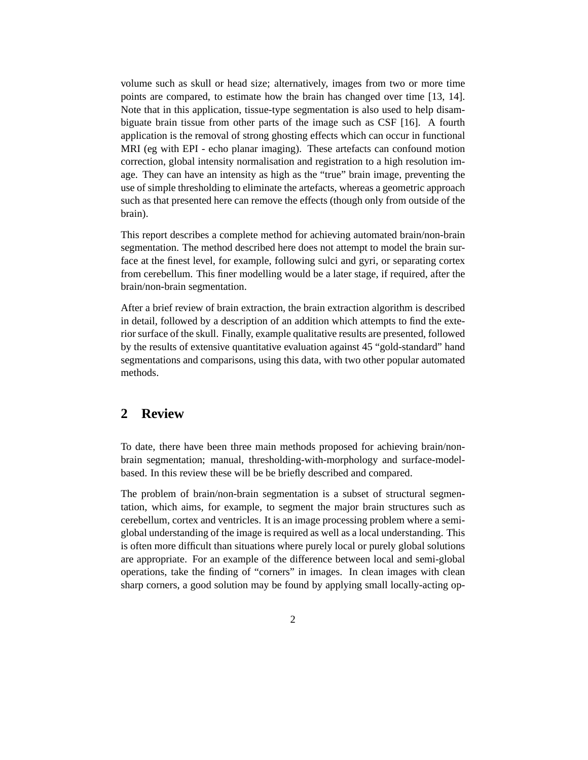volume such as skull or head size; alternatively, images from two or more time points are compared, to estimate how the brain has changed over time [13, 14]. Note that in this application, tissue-type segmentation is also used to help disambiguate brain tissue from other parts of the image such as CSF [16]. A fourth application is the removal of strong ghosting effects which can occur in functional MRI (eg with EPI - echo planar imaging). These artefacts can confound motion correction, global intensity normalisation and registration to a high resolution image. They can have an intensity as high as the "true" brain image, preventing the use of simple thresholding to eliminate the artefacts, whereas a geometric approach such as that presented here can remove the effects (though only from outside of the brain).

This report describes a complete method for achieving automated brain/non-brain segmentation. The method described here does not attempt to model the brain surface at the finest level, for example, following sulci and gyri, or separating cortex from cerebellum. This finer modelling would be a later stage, if required, after the brain/non-brain segmentation.

After a brief review of brain extraction, the brain extraction algorithm is described in detail, followed by a description of an addition which attempts to find the exterior surface of the skull. Finally, example qualitative results are presented, followed by the results of extensive quantitative evaluation against 45 "gold-standard" hand segmentations and comparisons, using this data, with two other popular automated methods.

## 2 Review

To date, there have been three main methods proposed for achieving brain/non-brain segmentation; manual, thresholding-with-morphology and surface-model-based. In this review these will be be briefly described and compared.

The problem of brain/non-brain segmentation is a subset of structural segmentation, which aims, for example, to segment the major brain structures such as cerebellum, cortex and ventricles. It is an image processing problem where a semi-global understanding of the image is required as well as a local understanding. This is often more difficult than situations where purely local or purely global solutions are appropriate. For an example of the difference between local and semi-global operations, take the finding of "corners" in images. In clean images with clean sharp corners, a good solution may be found by applying small locally-acting op-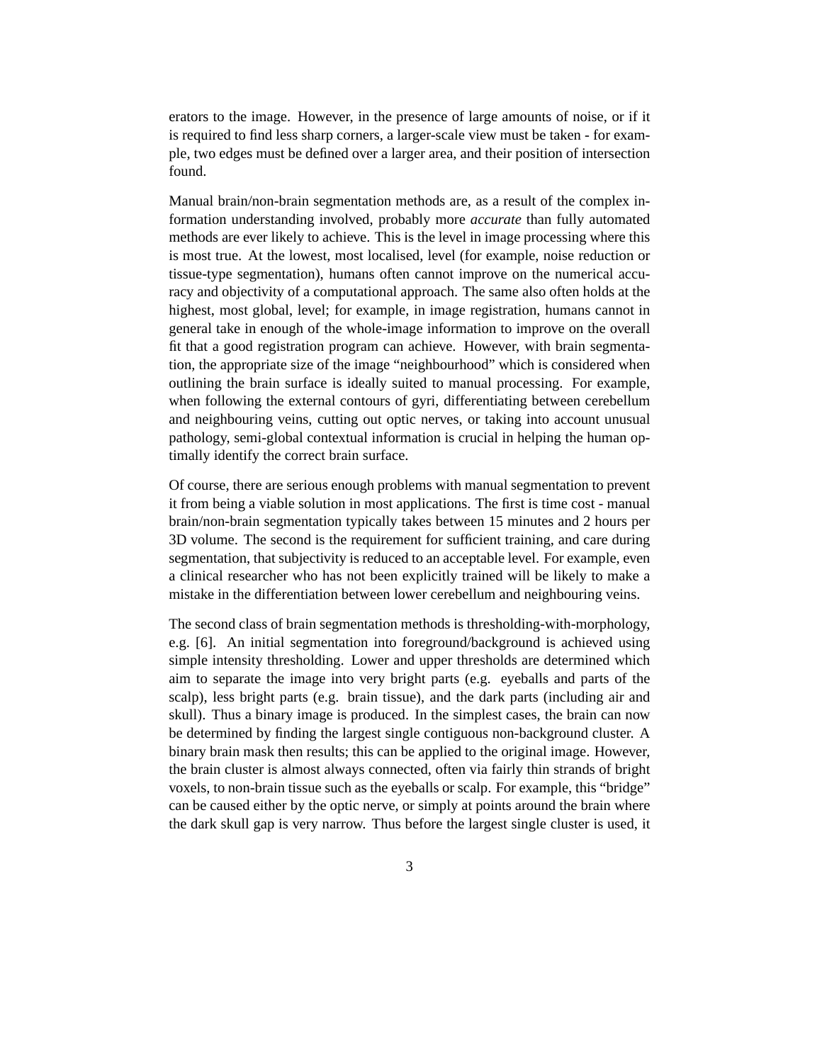erators to the image. However, in the presence of large amounts of noise, or if it is required to find less sharp corners, a larger-scale view must be taken - for example, two edges must be defined over a larger area, and their position of intersection found.

Manual brain/non-brain segmentation methods are, as a result of the complex information understanding involved, probably more *accurate* than fully automated methods are ever likely to achieve. This is the level in image processing where this is most true. At the lowest, most localised, level (for example, noise reduction or tissue-type segmentation), humans often cannot improve on the numerical accuracy and objectivity of a computational approach. The same also often holds at the highest, most global, level; for example, in image registration, humans cannot in general take in enough of the whole-image information to improve on the overall fit that a good registration program can achieve. However, with brain segmentation, the appropriate size of the image "neighbourhood" which is considered when outlining the brain surface is ideally suited to manual processing. For example, when following the external contours of gyri, differentiating between cerebellum and neighbouring veins, cutting out optic nerves, or taking into account unusual pathology, semi-global contextual information is crucial in helping the human optimally identify the correct brain surface.

Of course, there are serious enough problems with manual segmentation to prevent it from being a viable solution in most applications. The first is time cost - manual brain/non-brain segmentation typically takes between 15 minutes and 2 hours per 3D volume. The second is the requirement for sufficient training, and care during segmentation, that subjectivity is reduced to an acceptable level. For example, even a clinical researcher who has not been explicitly trained will be likely to make a mistake in the differentiation between lower cerebellum and neighbouring veins.

The second class of brain segmentation methods is thresholding-with-morphology, e.g. [6]. An initial segmentation into foreground/background is achieved using simple intensity thresholding. Lower and upper thresholds are determined which aim to separate the image into very bright parts (e.g. eyeballs and parts of the scalp), less bright parts (e.g. brain tissue), and the dark parts (including air and skull). Thus a binary image is produced. In the simplest cases, the brain can now be determined by finding the largest single contiguous non-background cluster. A binary brain mask then results; this can be applied to the original image. However, the brain cluster is almost always connected, often via fairly thin strands of bright voxels, to non-brain tissue such as the eyeballs or scalp. For example, this "bridge" can be caused either by the optic nerve, or simply at points around the brain where the dark skull gap is very narrow. Thus before the largest single cluster is used, it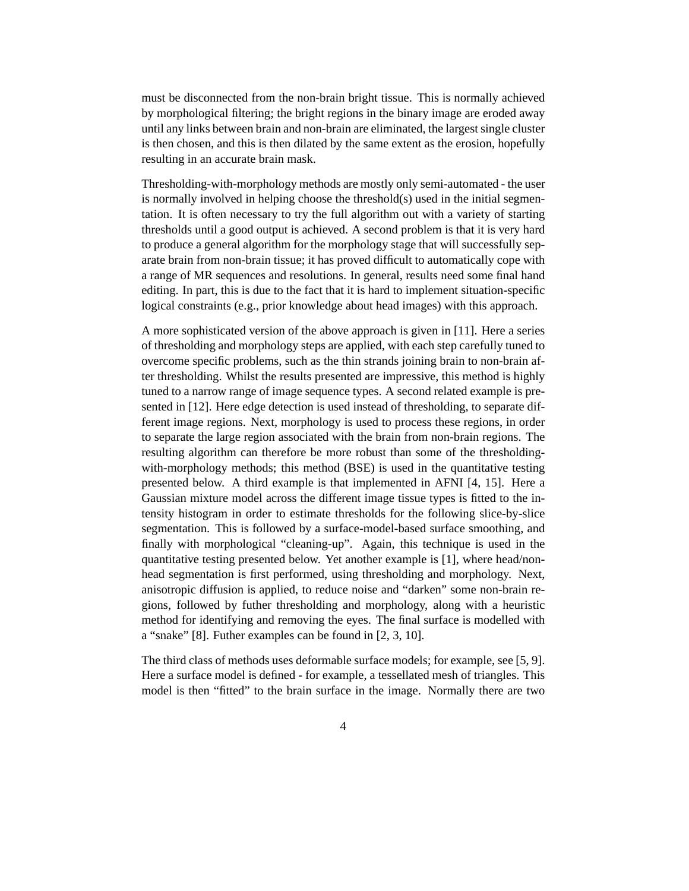must be disconnected from the non-brain bright tissue. This is normally achieved by morphological filtering; the bright regions in the binary image are eroded away until any links between brain and non-brain are eliminated, the largest single cluster is then chosen, and this is then dilated by the same extent as the erosion, hopefully resulting in an accurate brain mask.

Thresholding-with-morphology methods are mostly only semi-automated - the user is normally involved in helping choose the threshold(s) used in the initial segmentation. It is often necessary to try the full algorithm out with a variety of starting thresholds until a good output is achieved. A second problem is that it is very hard to produce a general algorithm for the morphology stage that will successfully separate brain from non-brain tissue; it has proved difficult to automatically cope with a range of MR sequences and resolutions. In general, results need some final hand editing. In part, this is due to the fact that it is hard to implement situation-specific logical constraints (e.g., prior knowledge about head images) with this approach.

A more sophisticated version of the above approach is given in [11]. Here a series of thresholding and morphology steps are applied, with each step carefully tuned to overcome specific problems, such as the thin strands joining brain to non-brain after thresholding. Whilst the results presented are impressive, this method is highly tuned to a narrow range of image sequence types. A second related example is presented in [12]. Here edge detection is used instead of thresholding, to separate different image regions. Next, morphology is used to process these regions, in order to separate the large region associated with the brain from non-brain regions. The resulting algorithm can therefore be more robust than some of the thresholding-with-morphology methods; this method (BSE) is used in the quantitative testing presented below. A third example is that implemented in AFNI [4, 15]. Here a Gaussian mixture model across the different image tissue types is fitted to the intensity histogram in order to estimate thresholds for the following slice-by-slice segmentation. This is followed by a surface-model-based surface smoothing, and finally with morphological "cleaning-up". Again, this technique is used in the quantitative testing presented below. Yet another example is [1], where head/non-head segmentation is first performed, using thresholding and morphology. Next, anisotropic diffusion is applied, to reduce noise and "darken" some non-brain regions, followed by futher thresholding and morphology, along with a heuristic method for identifying and removing the eyes. The final surface is modelled with a "snake" [8]. Futher examples can be found in [2, 3, 10].

The third class of methods uses deformable surface models; for example, see [5, 9]. Here a surface model is defined - for example, a tessellated mesh of triangles. This model is then "fitted" to the brain surface in the image. Normally there are two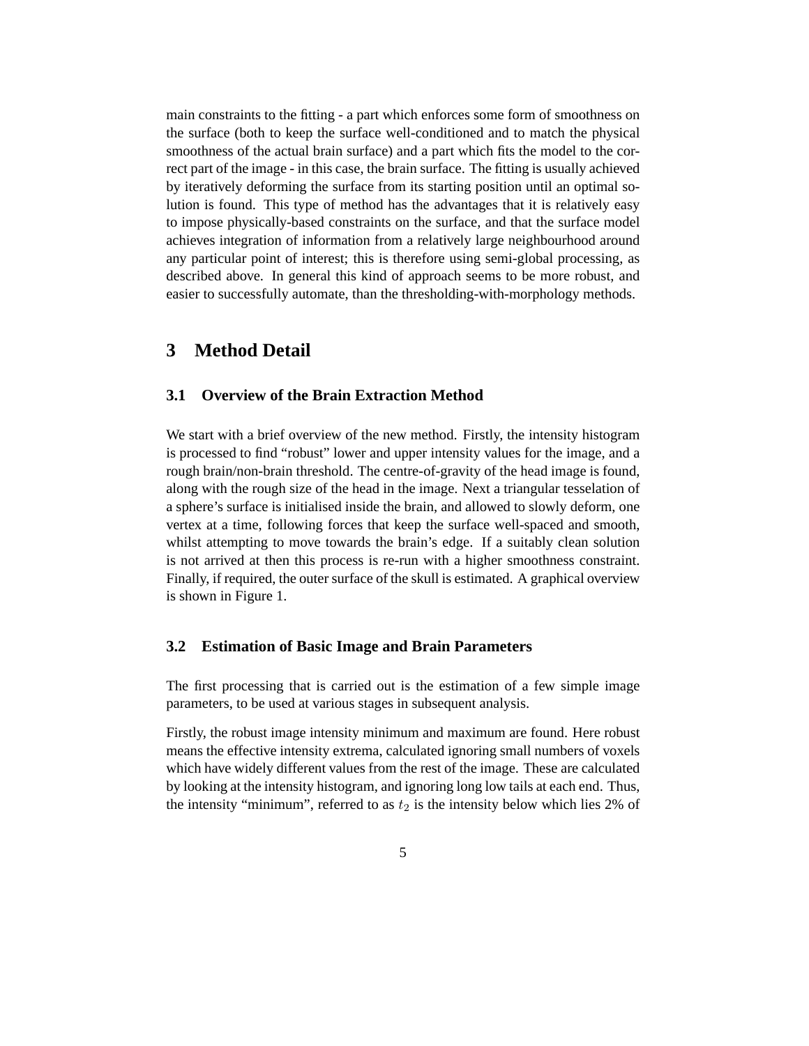main constraints to the fitting - a part which enforces some form of smoothness on the surface (both to keep the surface well-conditioned and to match the physical smoothness of the actual brain surface) and a part which fits the model to the correct part of the image - in this case, the brain surface. The fitting is usually achieved by iteratively deforming the surface from its starting position until an optimal solution is found. This type of method has the advantages that it is relatively easy to impose physically-based constraints on the surface, and that the surface model achieves integration of information from a relatively large neighbourhood around any particular point of interest; this is therefore using semi-global processing, as described above. In general this kind of approach seems to be more robust, and easier to successfully automate, than the thresholding-with-morphology methods.

# 3 Method Detail

## 3.1 Overview of the Brain Extraction Method

We start with a brief overview of the new method. Firstly, the intensity histogram is processed to find "robust" lower and upper intensity values for the image, and a rough brain/non-brain threshold. The centre-of-gravity of the head image is found, along with the rough size of the head in the image. Next a triangular tesselation of a sphere's surface is initialised inside the brain, and allowed to slowly deform, one vertex at a time, following forces that keep the surface well-spaced and smooth, whilst attempting to move towards the brain's edge. If a suitably clean solution is not arrived at then this process is re-run with a higher smoothness constraint. Finally, if required, the outer surface of the skull is estimated. A graphical overview is shown in Figure 1.

## 3.2 Estimation of Basic Image and Brain Parameters

The first processing that is carried out is the estimation of a few simple image parameters, to be used at various stages in subsequent analysis.

Firstly, the robust image intensity minimum and maximum are found. Here robust means the effective intensity extrema, calculated ignoring small numbers of voxels which have widely different values from the rest of the image. These are calculated by looking at the intensity histogram, and ignoring long low tails at each end. Thus, the intensity "minimum", referred to as $t_2$ is the intensity below which lies 2% of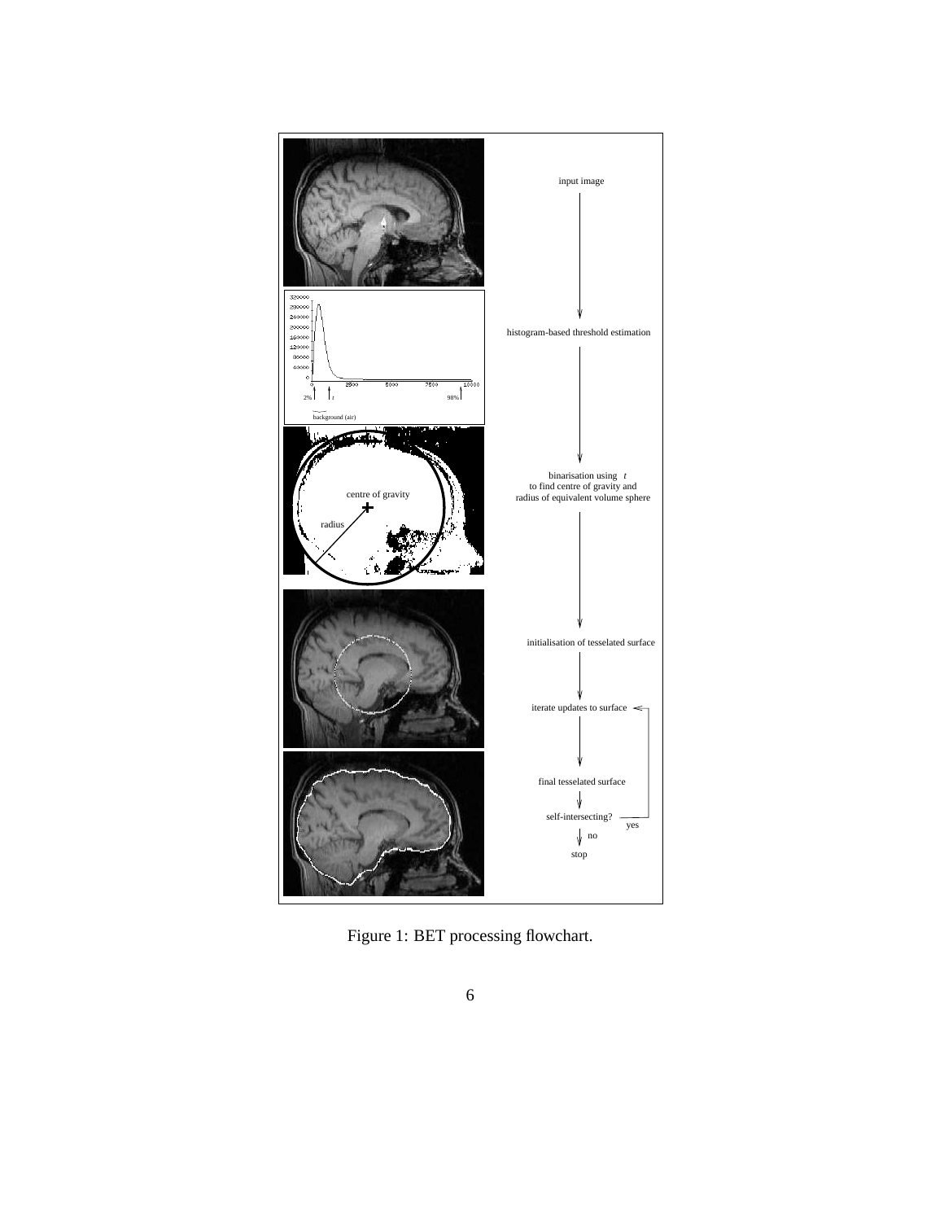Figure 1: BET processing flowchart.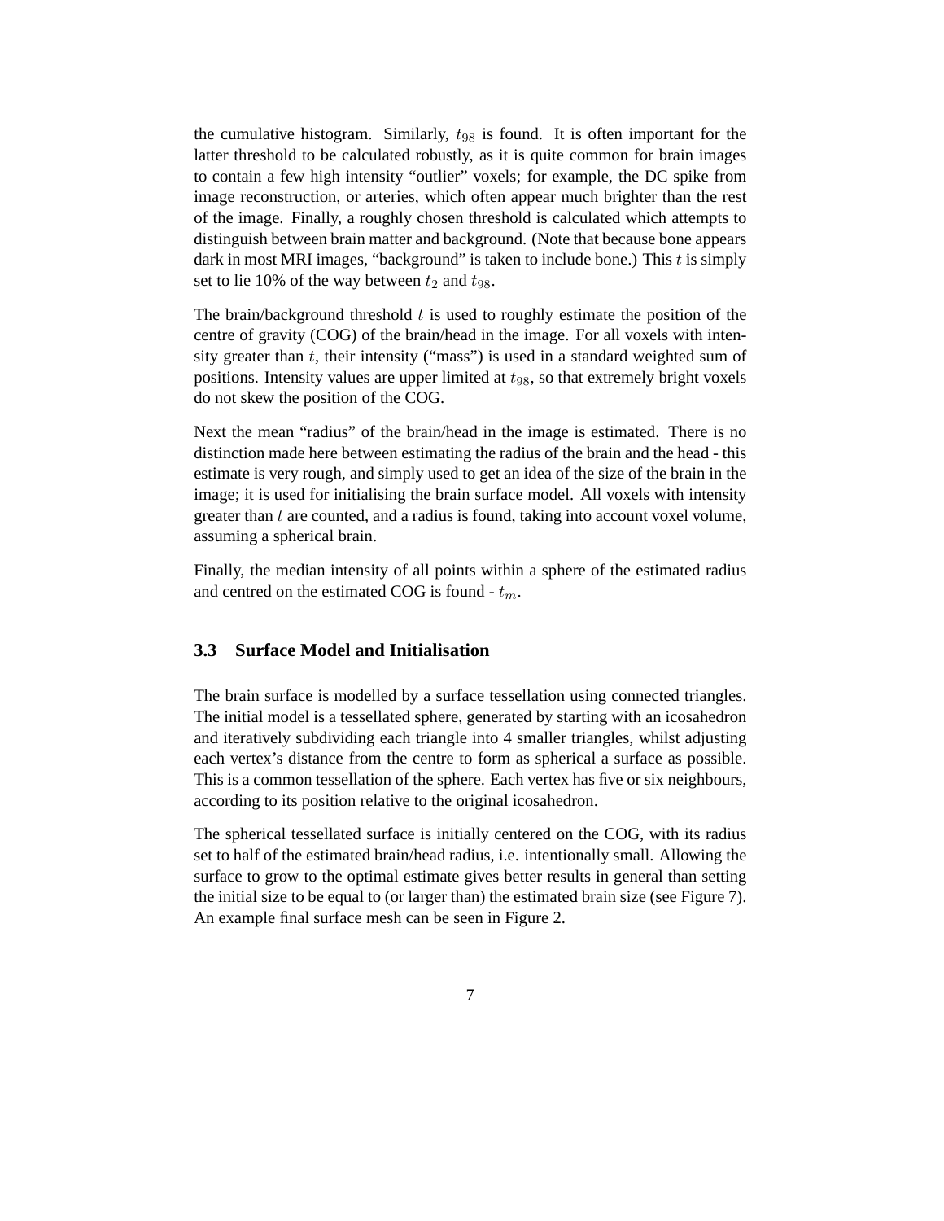the cumulative histogram. Similarly, $t_{98}$ is found. It is often important for the latter threshold to be calculated robustly, as it is quite common for brain images to contain a few high intensity "outlier" voxels; for example, the DC spike from image reconstruction, or arteries, which often appear much brighter than the rest of the image. Finally, a roughly chosen threshold is calculated which attempts to distinguish between brain matter and background. (Note that because bone appears dark in most MRI images, "background" is taken to include bone.) This $t$ is simply set to lie 10% of the way between $t_2$ and $t_{98}$.

The brain/background threshold $t$ is used to roughly estimate the position of the centre of gravity (COG) of the brain/head in the image. For all voxels with intensity greater than $t$, their intensity ("mass") is used in a standard weighted sum of positions. Intensity values are upper limited at $t_{98}$, so that extremely bright voxels do not skew the position of the COG.

Next the mean "radius" of the brain/head in the image is estimated. There is no distinction made here between estimating the radius of the brain and the head - this estimate is very rough, and simply used to get an idea of the size of the brain in the image; it is used for initialising the brain surface model. All voxels with intensity greater than $t$ are counted, and a radius is found, taking into account voxel volume, assuming a spherical brain.

Finally, the median intensity of all points within a sphere of the estimated radius and centred on the estimated COG is found - $t_m$.

### 3.3 Surface Model and Initialisation

The brain surface is modelled by a surface tessellation using connected triangles. The initial model is a tessellated sphere, generated by starting with an icosahedron and iteratively subdividing each triangle into 4 smaller triangles, whilst adjusting each vertex's distance from the centre to form as spherical a surface as possible. This is a common tessellation of the sphere. Each vertex has five or six neighbours, according to its position relative to the original icosahedron.

The spherical tessellated surface is initially centered on the COG, with its radius set to half of the estimated brain/head radius, i.e. intentionally small. Allowing the surface to grow to the optimal estimate gives better results in general than setting the initial size to be equal to (or larger than) the estimated brain size (see Figure 7). An example final surface mesh can be seen in Figure 2.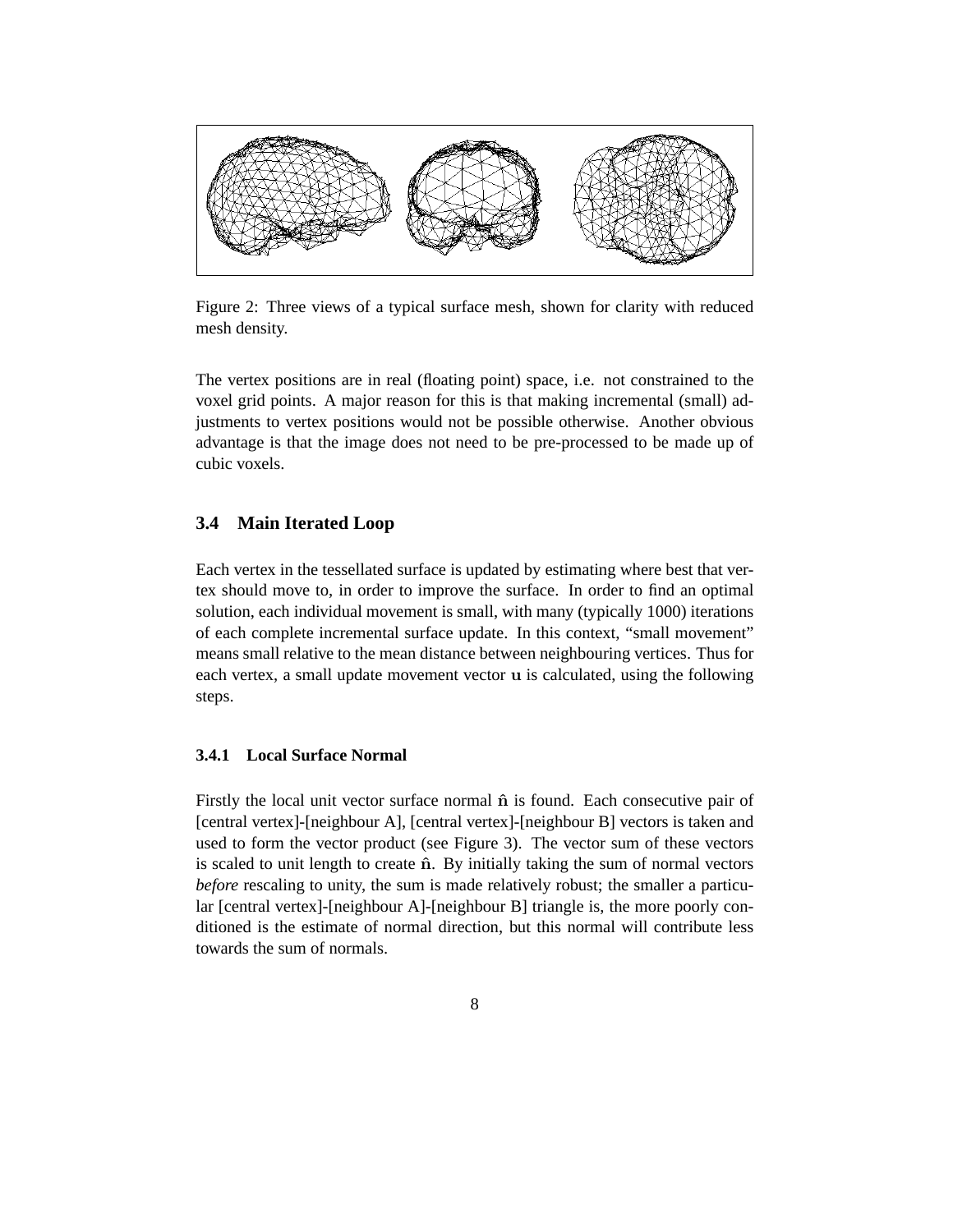Figure 2: Three views of a typical surface mesh, shown for clarity with reduced mesh density.

The vertex positions are in real (floating point) space, i.e. not constrained to the voxel grid points. A major reason for this is that making incremental (small) adjustments to vertex positions would not be possible otherwise. Another obvious advantage is that the image does not need to be pre-processed to be made up of cubic voxels.

## 3.4 Main Iterated Loop

Each vertex in the tessellated surface is updated by estimating where best that vertex should move to, in order to improve the surface. In order to find an optimal solution, each individual movement is small, with many (typically 1000) iterations of each complete incremental surface update. In this context, "small movement" means small relative to the mean distance between neighbouring vertices. Thus for each vertex, a small update movement vector $\mathbf{u}$ is calculated, using the following steps.

### 3.4.1 Local Surface Normal

Firstly the local unit vector surface normal $\hat{\mathbf{n}}$ is found. Each consecutive pair of [central vertex]-[neighbour A], [central vertex]-[neighbour B] vectors is taken and used to form the vector product (see Figure 3). The vector sum of these vectors is scaled to unit length to create $\hat{\mathbf{n}}$. By initially taking the sum of normal vectors *before* rescaling to unity, the sum is made relatively robust; the smaller a particular [central vertex]-[neighbour A]-[neighbour B] triangle is, the more poorly conditioned is the estimate of normal direction, but this normal will contribute less towards the sum of normals.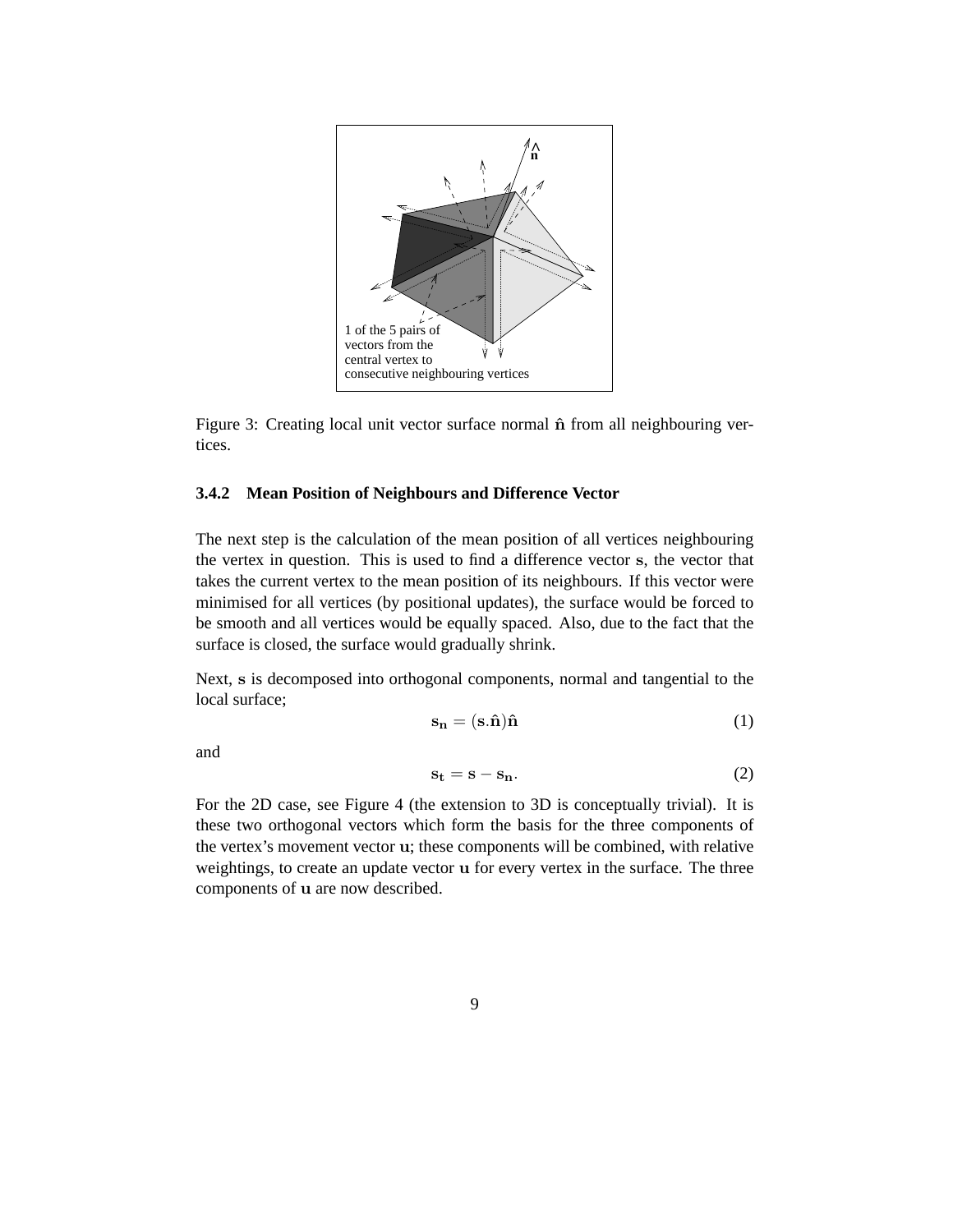1 of the 5 pairs of vectors from the central vertex to consecutive neighbouring vertices

Figure 3: Creating local unit vector surface normal $\hat{\mathbf{n}}$ from all neighbouring vertices.

#### 3.4.2 Mean Position of Neighbours and Difference Vector

The next step is the calculation of the mean position of all vertices neighbouring the vertex in question. This is used to find a difference vector $\mathbf{s}$, the vector that takes the current vertex to the mean position of its neighbours. If this vector were minimised for all vertices (by positional updates), the surface would be forced to be smooth and all vertices would be equally spaced. Also, due to the fact that the surface is closed, the surface would gradually shrink.

Next, $\mathbf{s}$ is decomposed into orthogonal components, normal and tangential to the local surface;

$$\mathbf{s_n} = (\mathbf{s}.\hat{\mathbf{n}})\hat{\mathbf{n}} \tag{1}$$

and

$$\mathbf{s_t} = \mathbf{s} - \mathbf{s_n}. \tag{2}$$

For the 2D case, see Figure 4 (the extension to 3D is conceptually trivial). It is these two orthogonal vectors which form the basis for the three components of the vertex's movement vector $\mathbf{u}$; these components will be combined, with relative weightings, to create an update vector $\mathbf{u}$ for every vertex in the surface. The three components of $\mathbf{u}$ are now described.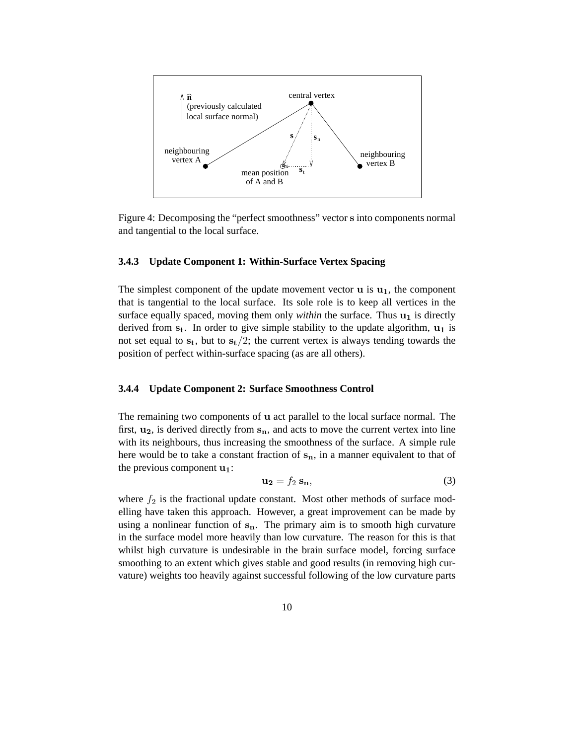Figure 4: Decomposing the "perfect smoothness" vector $\mathbf{s}$ into components normal and tangential to the local surface.

#### 3.4.3 Update Component 1: Within-Surface Vertex Spacing

The simplest component of the update movement vector $\mathbf{u}$ is $\mathbf{u_1}$, the component that is tangential to the local surface. Its sole role is to keep all vertices in the surface equally spaced, moving them only *within* the surface. Thus $\mathbf{u_1}$ is directly derived from $\mathbf{s_t}$. In order to give simple stability to the update algorithm, $\mathbf{u_1}$ is not set equal to $\mathbf{s_t}$, but to $\mathbf{s_t}/2$; the current vertex is always tending towards the position of perfect within-surface spacing (as are all others).

#### 3.4.4 Update Component 2: Surface Smoothness Control

The remaining two components of $\mathbf{u}$ act parallel to the local surface normal. The first, $\mathbf{u_2}$, is derived directly from $\mathbf{s_n}$, and acts to move the current vertex into line with its neighbours, thus increasing the smoothness of the surface. A simple rule here would be to take a constant fraction of $\mathbf{s_n}$, in a manner equivalent to that of the previous component $\mathbf{u_1}$:

$$\mathbf{u_2} = f_2 \, \mathbf{s_n}, \tag{3}$$

where $f_2$ is the fractional update constant. Most other methods of surface modelling have taken this approach. However, a great improvement can be made by using a nonlinear function of $\mathbf{s_n}$. The primary aim is to smooth high curvature in the surface model more heavily than low curvature. The reason for this is that whilst high curvature is undesirable in the brain surface model, forcing surface smoothing to an extent which gives stable and good results (in removing high curvature) weights too heavily against successful following of the low curvature parts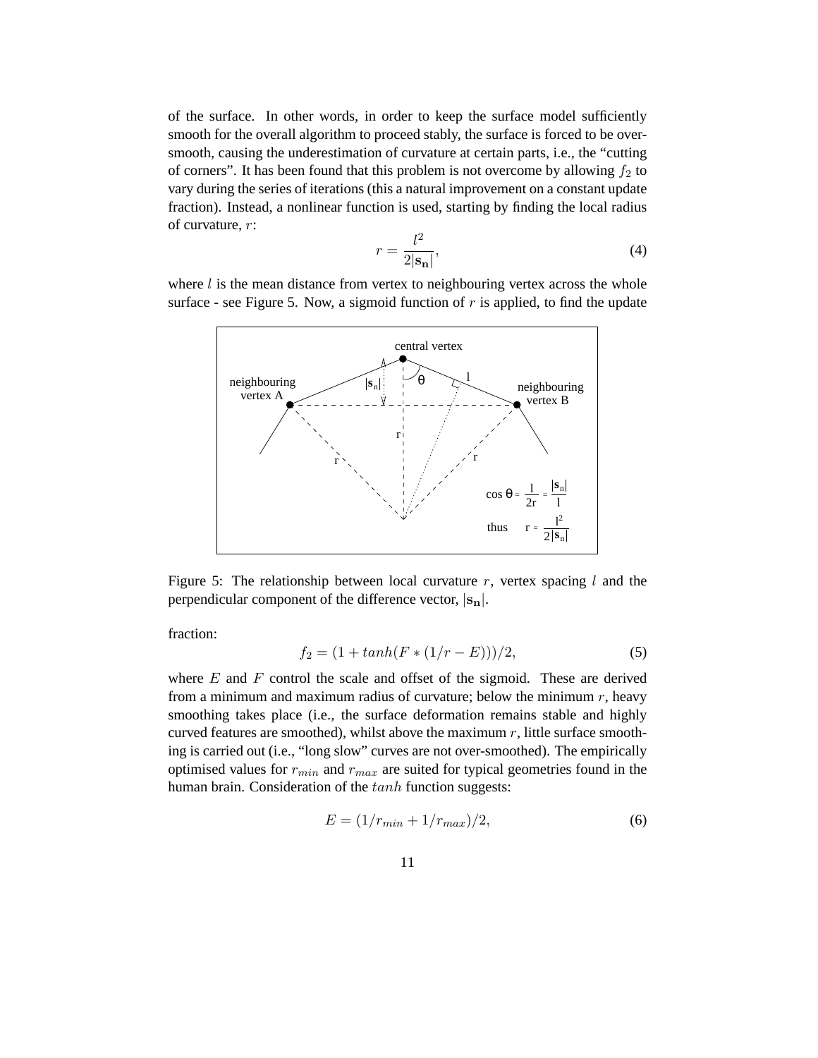of the surface. In other words, in order to keep the surface model sufficiently smooth for the overall algorithm to proceed stably, the surface is forced to be over-smooth, causing the underestimation of curvature at certain parts, i.e., the "cutting of corners". It has been found that this problem is not overcome by allowing $f_2$ to vary during the series of iterations (this a natural improvement on a constant update fraction). Instead, a nonlinear function is used, starting by finding the local radius of curvature, $r$:

$$r = \frac{l^2}{2|\mathbf{s_n}|}, \tag{4}$$

where $l$ is the mean distance from vertex to neighbouring vertex across the whole surface - see Figure 5. Now, a sigmoid function of $r$ is applied, to find the update

Figure 5: The relationship between local curvature $r$, vertex spacing $l$ and the perpendicular component of the difference vector, $|\mathbf{s_n}|$.

fraction:

$$f_2 = (1 + tanh(F * (1/r - E)))/2, \tag{5}$$

where $E$ and $F$ control the scale and offset of the sigmoid. These are derived from a minimum and maximum radius of curvature; below the minimum $r$, heavy smoothing takes place (i.e., the surface deformation remains stable and highly curved features are smoothed), whilst above the maximum $r$, little surface smoothing is carried out (i.e., "long slow" curves are not over-smoothed). The empirically optimised values for $r_{min}$ and $r_{max}$ are suited for typical geometries found in the human brain. Consideration of the $tanh$ function suggests:

$$E = (1/r_{min} + 1/r_{max})/2, \tag{6}$$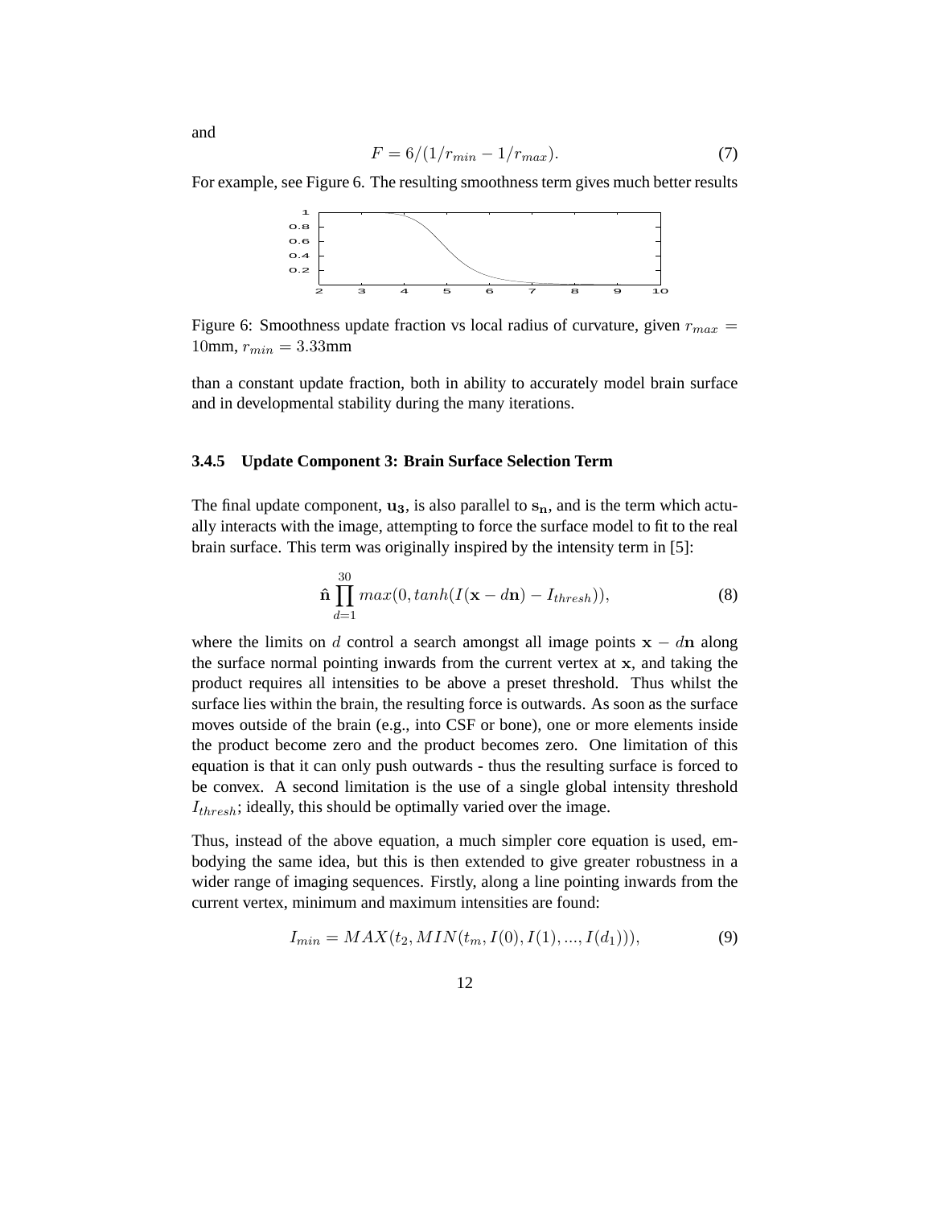and

$$F = 6/(1/r_{min} - 1/r_{max}). \tag{7}$$

For example, see Figure 6. The resulting smoothness term gives much better results

Figure 6: Smoothness update fraction vs local radius of curvature, given $r_{max} =$ 10mm, $r_{min} = 3.33$mm

than a constant update fraction, both in ability to accurately model brain surface and in developmental stability during the many iterations.

#### 3.4.5 Update Component 3: Brain Surface Selection Term

The final update component, $\mathbf{u_3}$, is also parallel to $\mathbf{s_n}$, and is the term which actually interacts with the image, attempting to force the surface model to fit to the real brain surface. This term was originally inspired by the intensity term in [5]:

$$\hat{\mathbf{n}} \prod_{d=1}^{30} max(0, tanh(I(\mathbf{x} - d\mathbf{n}) - I_{thresh})), \tag{8}$$

where the limits on $d$ control a search amongst all image points $\mathbf{x} - d\mathbf{n}$ along the surface normal pointing inwards from the current vertex at $\mathbf{x}$, and taking the product requires all intensities to be above a preset threshold. Thus whilst the surface lies within the brain, the resulting force is outwards. As soon as the surface moves outside of the brain (e.g., into CSF or bone), one or more elements inside the product become zero and the product becomes zero. One limitation of this equation is that it can only push outwards - thus the resulting surface is forced to be convex. A second limitation is the use of a single global intensity threshold $I_{thresh}$; ideally, this should be optimally varied over the image.

Thus, instead of the above equation, a much simpler core equation is used, embodying the same idea, but this is then extended to give greater robustness in a wider range of imaging sequences. Firstly, along a line pointing inwards from the current vertex, minimum and maximum intensities are found:

$$I_{min} = MAX(t_2, MIN(t_m, I(0), I(1), ..., I(d_1))), \tag{9}$$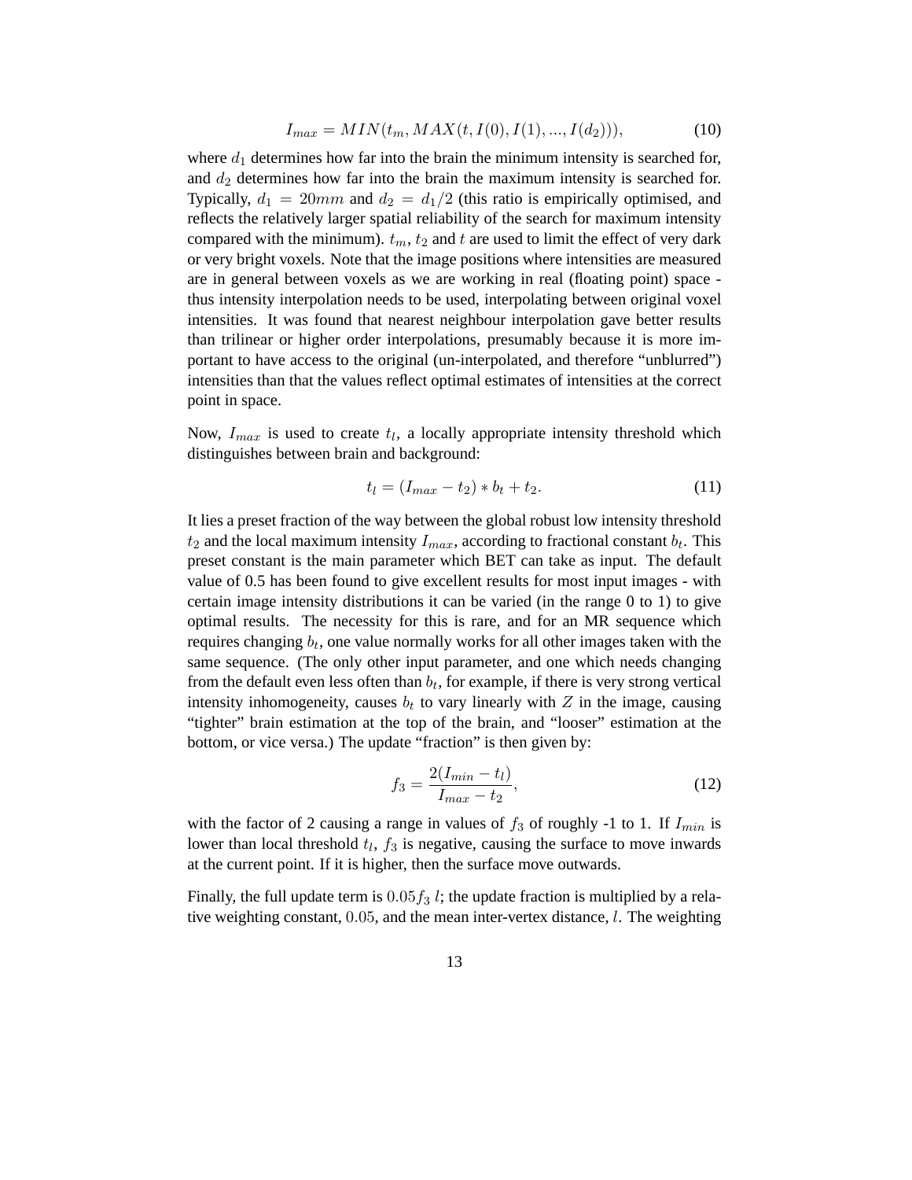$$I_{max} = MIN(t_m, MAX(t, I(0), I(1), ..., I(d_2))), \tag{10}$$

where $d_1$ determines how far into the brain the minimum intensity is searched for, and $d_2$ determines how far into the brain the maximum intensity is searched for. Typically, $d_1 = 20mm$ and $d_2 = d_1/2$ (this ratio is empirically optimised, and reflects the relatively larger spatial reliability of the search for maximum intensity compared with the minimum). $t_m$, $t_2$ and $t$ are used to limit the effect of very dark or very bright voxels. Note that the image positions where intensities are measured are in general between voxels as we are working in real (floating point) space - thus intensity interpolation needs to be used, interpolating between original voxel intensities. It was found that nearest neighbour interpolation gave better results than trilinear or higher order interpolations, presumably because it is more important to have access to the original (un-interpolated, and therefore "unblurred") intensities than that the values reflect optimal estimates of intensities at the correct point in space.

Now, $I_{max}$ is used to create $t_l$, a locally appropriate intensity threshold which distinguishes between brain and background:

$$t_l = (I_{max} - t_2) * b_t + t_2. \tag{11}$$

It lies a preset fraction of the way between the global robust low intensity threshold $t_2$ and the local maximum intensity $I_{max}$, according to fractional constant $b_t$. This preset constant is the main parameter which BET can take as input. The default value of 0.5 has been found to give excellent results for most input images - with certain image intensity distributions it can be varied (in the range 0 to 1) to give optimal results. The necessity for this is rare, and for an MR sequence which requires changing $b_t$, one value normally works for all other images taken with the same sequence. (The only other input parameter, and one which needs changing from the default even less often than $b_t$, for example, if there is very strong vertical intensity inhomogeneity, causes $b_t$ to vary linearly with $Z$ in the image, causing "tighter" brain estimation at the top of the brain, and "looser" estimation at the bottom, or vice versa.) The update "fraction" is then given by:

$$f_3 = \frac{2(I_{min} - t_l)}{I_{max} - t_2}, \tag{12}$$

with the factor of 2 causing a range in values of $f_3$ of roughly -1 to 1. If $I_{min}$ is lower than local threshold $t_l$, $f_3$ is negative, causing the surface to move inwards at the current point. If it is higher, then the surface move outwards.

Finally, the full update term is $0.05 f_3\ l$; the update fraction is multiplied by a relative weighting constant, $0.05$, and the mean inter-vertex distance, $l$. The weighting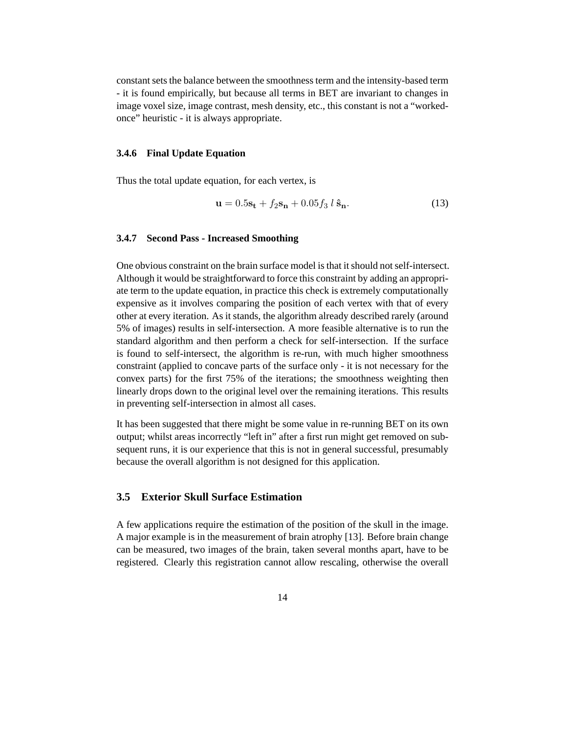constant sets the balance between the smoothness term and the intensity-based term - it is found empirically, but because all terms in BET are invariant to changes in image voxel size, image contrast, mesh density, etc., this constant is not a "worked-once" heuristic - it is always appropriate.

#### 3.4.6 Final Update Equation

Thus the total update equation, for each vertex, is

$$\mathbf{u} = 0.5\mathbf{s_t} + f_2\mathbf{s_n} + 0.05 f_3 \; l \; \hat{\mathbf{s}}_\mathbf{n}. \tag{13}$$

#### 3.4.7 Second Pass - Increased Smoothing

One obvious constraint on the brain surface model is that it should not self-intersect. Although it would be straightforward to force this constraint by adding an appropriate term to the update equation, in practice this check is extremely computationally expensive as it involves comparing the position of each vertex with that of every other at every iteration. As it stands, the algorithm already described rarely (around 5% of images) results in self-intersection. A more feasible alternative is to run the standard algorithm and then perform a check for self-intersection. If the surface is found to self-intersect, the algorithm is re-run, with much higher smoothness constraint (applied to concave parts of the surface only - it is not necessary for the convex parts) for the first 75% of the iterations; the smoothness weighting then linearly drops down to the original level over the remaining iterations. This results in preventing self-intersection in almost all cases.

It has been suggested that there might be some value in re-running BET on its own output; whilst areas incorrectly "left in" after a first run might get removed on subsequent runs, it is our experience that this is not in general successful, presumably because the overall algorithm is not designed for this application.

### 3.5 Exterior Skull Surface Estimation

A few applications require the estimation of the position of the skull in the image. A major example is in the measurement of brain atrophy [13]. Before brain change can be measured, two images of the brain, taken several months apart, have to be registered. Clearly this registration cannot allow rescaling, otherwise the overall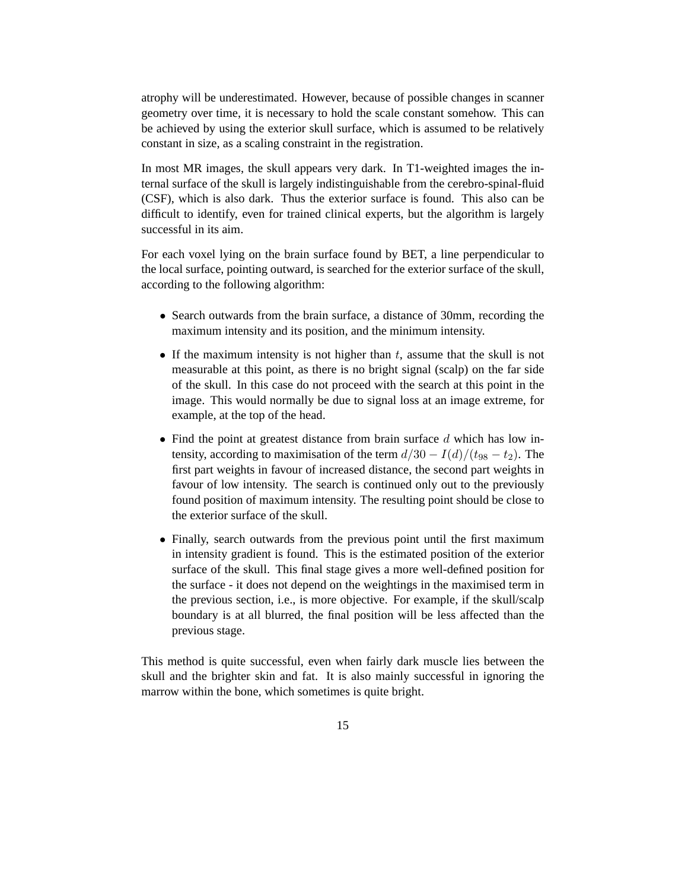atrophy will be underestimated. However, because of possible changes in scanner geometry over time, it is necessary to hold the scale constant somehow. This can be achieved by using the exterior skull surface, which is assumed to be relatively constant in size, as a scaling constraint in the registration.

In most MR images, the skull appears very dark. In T1-weighted images the internal surface of the skull is largely indistinguishable from the cerebro-spinal-fluid (CSF), which is also dark. Thus the exterior surface is found. This also can be difficult to identify, even for trained clinical experts, but the algorithm is largely successful in its aim.

For each voxel lying on the brain surface found by BET, a line perpendicular to the local surface, pointing outward, is searched for the exterior surface of the skull, according to the following algorithm:

- Search outwards from the brain surface, a distance of 30mm, recording the maximum intensity and its position, and the minimum intensity.
- If the maximum intensity is not higher than $t$, assume that the skull is not measurable at this point, as there is no bright signal (scalp) on the far side of the skull. In this case do not proceed with the search at this point in the image. This would normally be due to signal loss at an image extreme, for example, at the top of the head.
- Find the point at greatest distance from brain surface $d$ which has low intensity, according to maximisation of the term $d/30 - I(d)/(t_{98} - t_2)$. The first part weights in favour of increased distance, the second part weights in favour of low intensity. The search is continued only out to the previously found position of maximum intensity. The resulting point should be close to the exterior surface of the skull.
- Finally, search outwards from the previous point until the first maximum in intensity gradient is found. This is the estimated position of the exterior surface of the skull. This final stage gives a more well-defined position for the surface - it does not depend on the weightings in the maximised term in the previous section, i.e., is more objective. For example, if the skull/scalp boundary is at all blurred, the final position will be less affected than the previous stage.

This method is quite successful, even when fairly dark muscle lies between the skull and the brighter skin and fat. It is also mainly successful in ignoring the marrow within the bone, which sometimes is quite bright.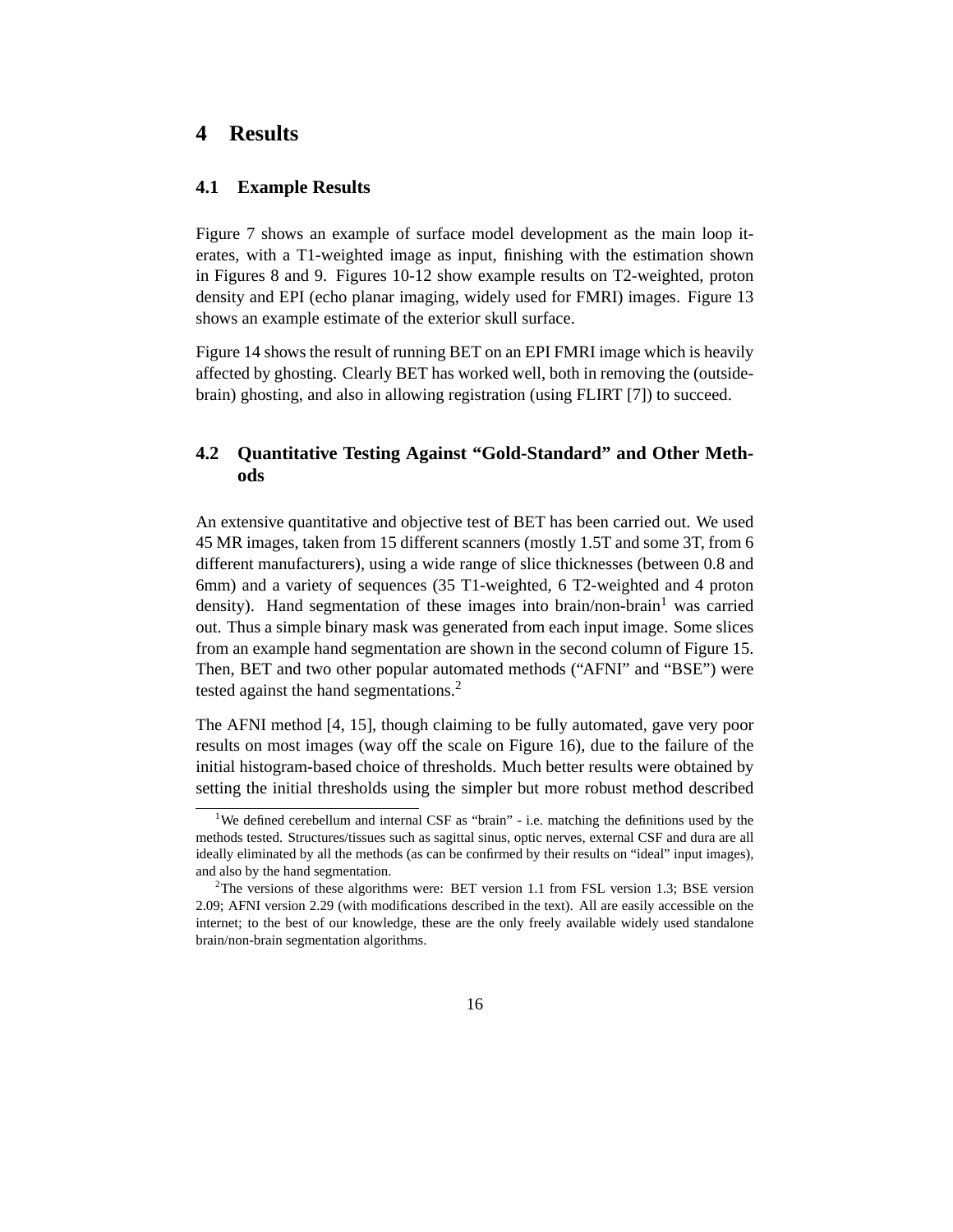# 4 Results

## 4.1 Example Results

Figure 7 shows an example of surface model development as the main loop iterates, with a T1-weighted image as input, finishing with the estimation shown in Figures 8 and 9. Figures 10-12 show example results on T2-weighted, proton density and EPI (echo planar imaging, widely used for FMRI) images. Figure 13 shows an example estimate of the exterior skull surface.

Figure 14 shows the result of running BET on an EPI FMRI image which is heavily affected by ghosting. Clearly BET has worked well, both in removing the (outside-brain) ghosting, and also in allowing registration (using FLIRT [7]) to succeed.

## 4.2 Quantitative Testing Against "Gold-Standard" and Other Methods

An extensive quantitative and objective test of BET has been carried out. We used 45 MR images, taken from 15 different scanners (mostly 1.5T and some 3T, from 6 different manufacturers), using a wide range of slice thicknesses (between 0.8 and 6mm) and a variety of sequences (35 T1-weighted, 6 T2-weighted and 4 proton density). Hand segmentation of these images into brain/non-brain[1] was carried out. Thus a simple binary mask was generated from each input image. Some slices from an example hand segmentation are shown in the second column of Figure 15. Then, BET and two other popular automated methods ("AFNI" and "BSE") were tested against the hand segmentations.[2]

The AFNI method [4, 15], though claiming to be fully automated, gave very poor results on most images (way off the scale on Figure 16), due to the failure of the initial histogram-based choice of thresholds. Much better results were obtained by setting the initial thresholds using the simpler but more robust method described

[1] We defined cerebellum and internal CSF as "brain" - i.e. matching the definitions used by the methods tested. Structures/tissues such as sagittal sinus, optic nerves, external CSF and dura are all ideally eliminated by all the methods (as can be confirmed by their results on "ideal" input images), and also by the hand segmentation.

[2] The versions of these algorithms were: BET version 1.1 from FSL version 1.3; BSE version 2.09; AFNI version 2.29 (with modifications described in the text). All are easily accessible on the internet; to the best of our knowledge, these are the only freely available widely used standalone brain/non-brain segmentation algorithms.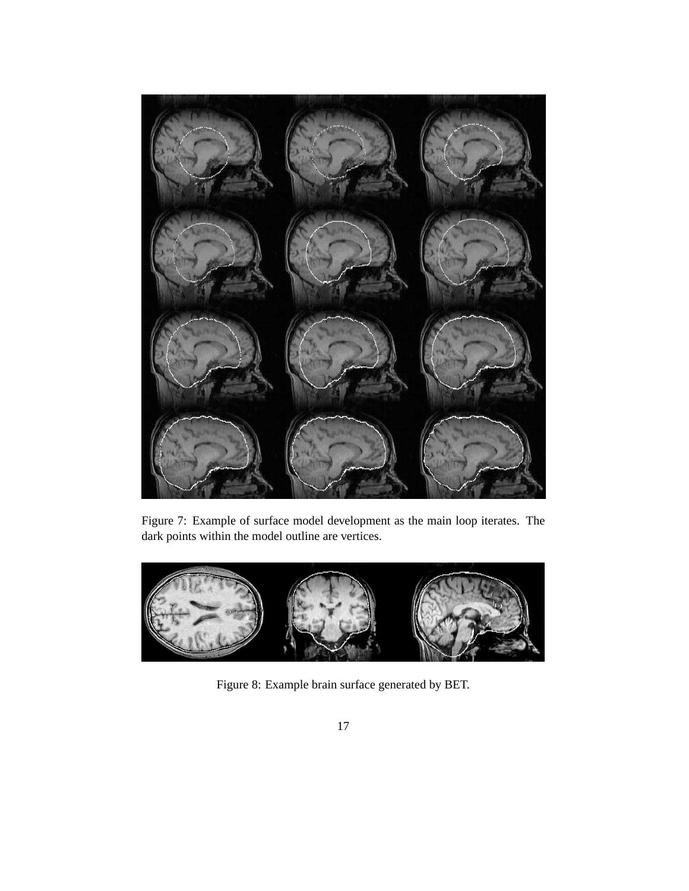Figure 7: Example of surface model development as the main loop iterates. The dark points within the model outline are vertices.

Figure 8: Example brain surface generated by BET.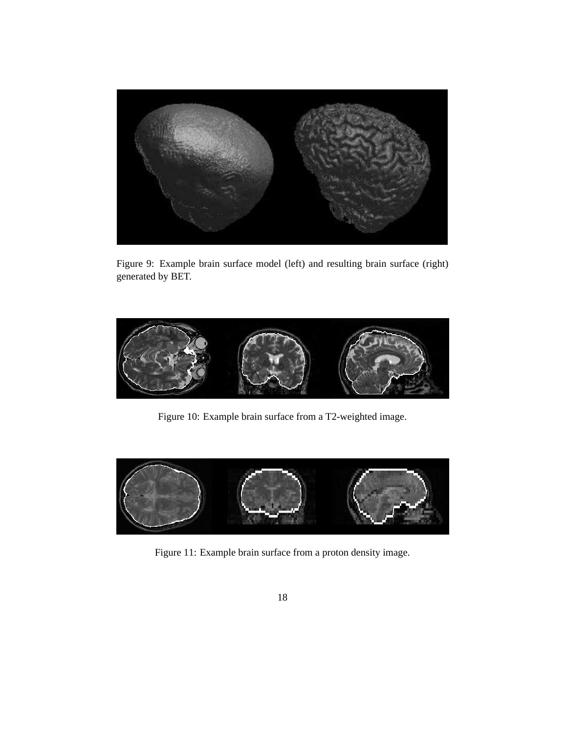Figure 9: Example brain surface model (left) and resulting brain surface (right) generated by BET.

Figure 10: Example brain surface from a T2-weighted image.

Figure 11: Example brain surface from a proton density image.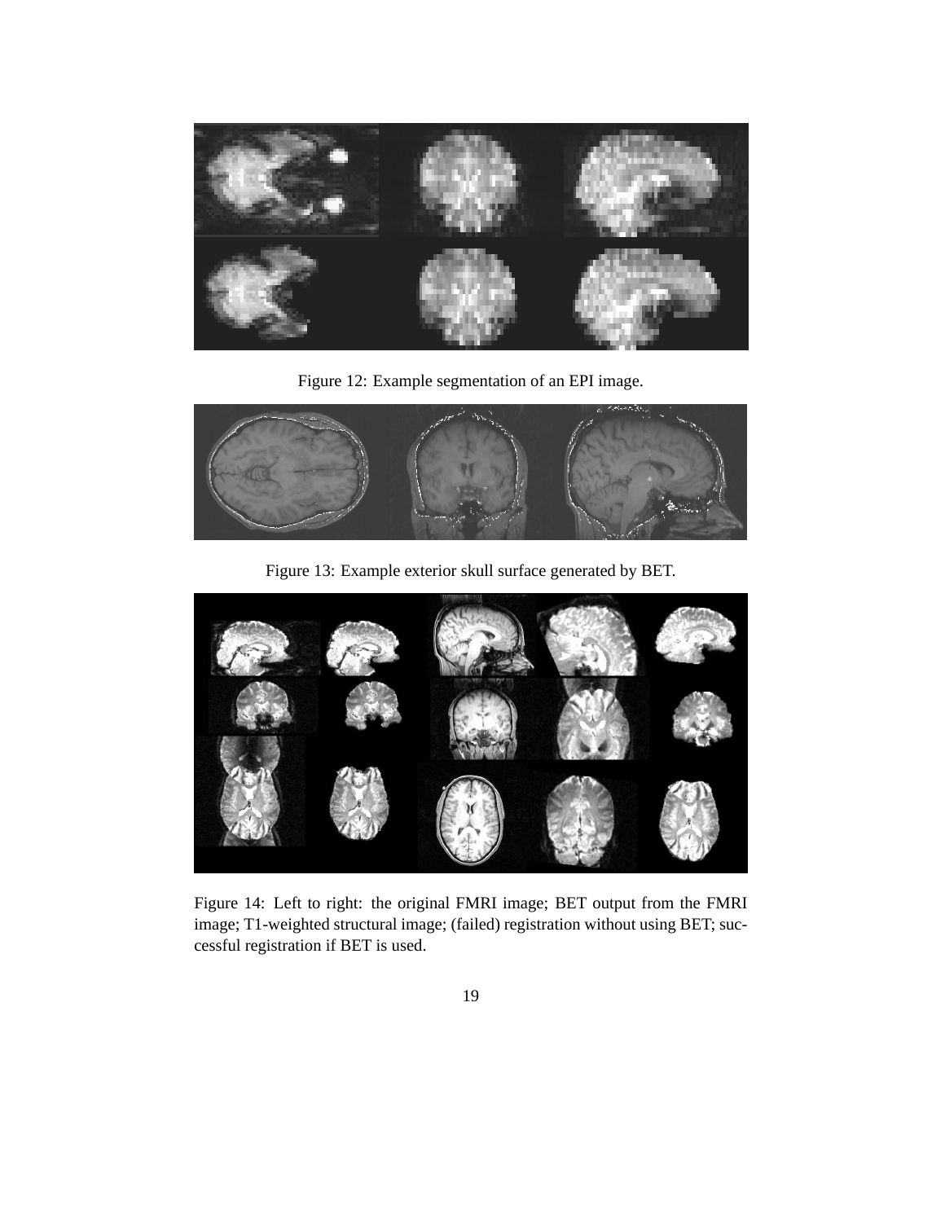Figure 12: Example segmentation of an EPI image.

Figure 13: Example exterior skull surface generated by BET.

Figure 14: Left to right: the original FMRI image; BET output from the FMRI image; T1-weighted structural image; (failed) registration without using BET; successful registration if BET is used.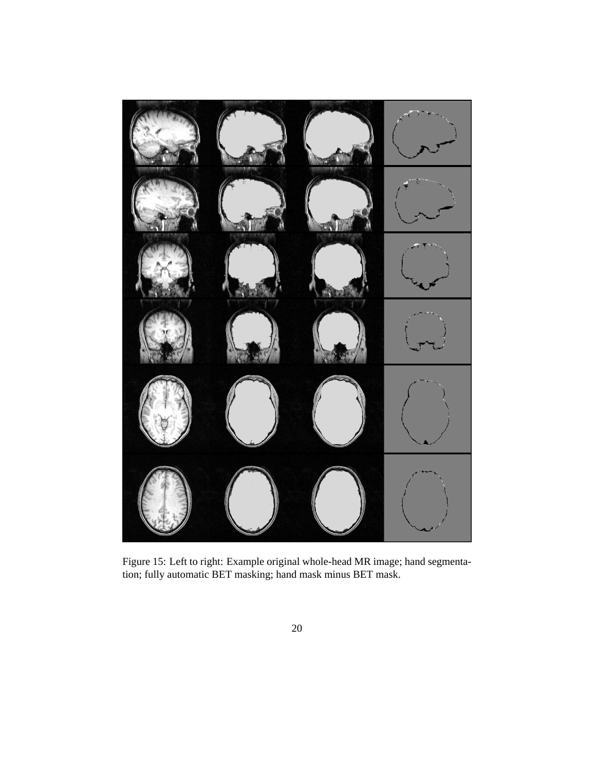Figure 15: Left to right: Example original whole-head MR image; hand segmentation; fully automatic BET masking; hand mask minus BET mask.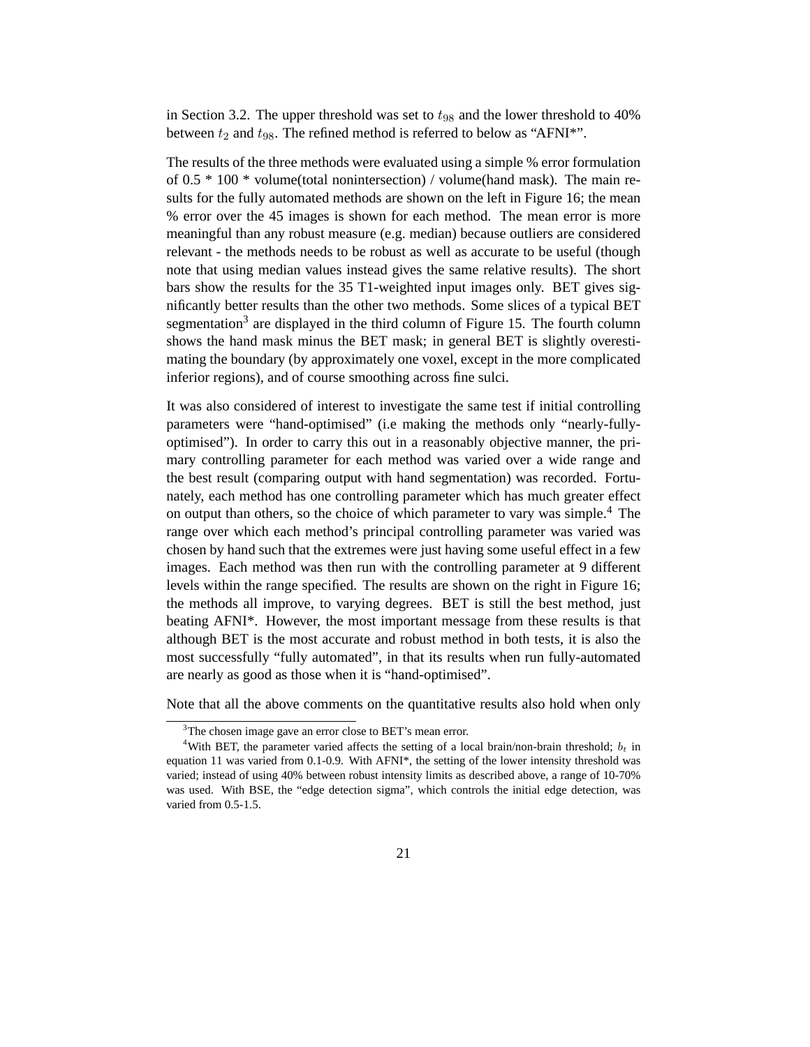in Section 3.2. The upper threshold was set to $t_{98}$ and the lower threshold to 40% between $t_2$ and $t_{98}$. The refined method is referred to below as "AFNI*".

The results of the three methods were evaluated using a simple % error formulation of 0.5 * 100 * volume(total nonintersection) / volume(hand mask). The main results for the fully automated methods are shown on the left in Figure 16; the mean % error over the 45 images is shown for each method. The mean error is more meaningful than any robust measure (e.g. median) because outliers are considered relevant - the methods needs to be robust as well as accurate to be useful (though note that using median values instead gives the same relative results). The short bars show the results for the 35 T1-weighted input images only. BET gives significantly better results than the other two methods. Some slices of a typical BET segmentation[3] are displayed in the third column of Figure 15. The fourth column shows the hand mask minus the BET mask; in general BET is slightly overestimating the boundary (by approximately one voxel, except in the more complicated inferior regions), and of course smoothing across fine sulci.

It was also considered of interest to investigate the same test if initial controlling parameters were "hand-optimised" (i.e making the methods only "nearly-fully-optimised"). In order to carry this out in a reasonably objective manner, the primary controlling parameter for each method was varied over a wide range and the best result (comparing output with hand segmentation) was recorded. Fortunately, each method has one controlling parameter which has much greater effect on output than others, so the choice of which parameter to vary was simple.[4] The range over which each method's principal controlling parameter was varied was chosen by hand such that the extremes were just having some useful effect in a few images. Each method was then run with the controlling parameter at 9 different levels within the range specified. The results are shown on the right in Figure 16; the methods all improve, to varying degrees. BET is still the best method, just beating AFNI*. However, the most important message from these results is that although BET is the most accurate and robust method in both tests, it is also the most successfully "fully automated", in that its results when run fully-automated are nearly as good as those when it is "hand-optimised".

Note that all the above comments on the quantitative results also hold when only

---

[3] The chosen image gave an error close to BET's mean error.

[4] With BET, the parameter varied affects the setting of a local brain/non-brain threshold; $b_t$ in equation 11 was varied from 0.1-0.9. With AFNI*, the setting of the lower intensity threshold was varied; instead of using 40% between robust intensity limits as described above, a range of 10-70% was used. With BSE, the "edge detection sigma", which controls the initial edge detection, was varied from 0.5-1.5.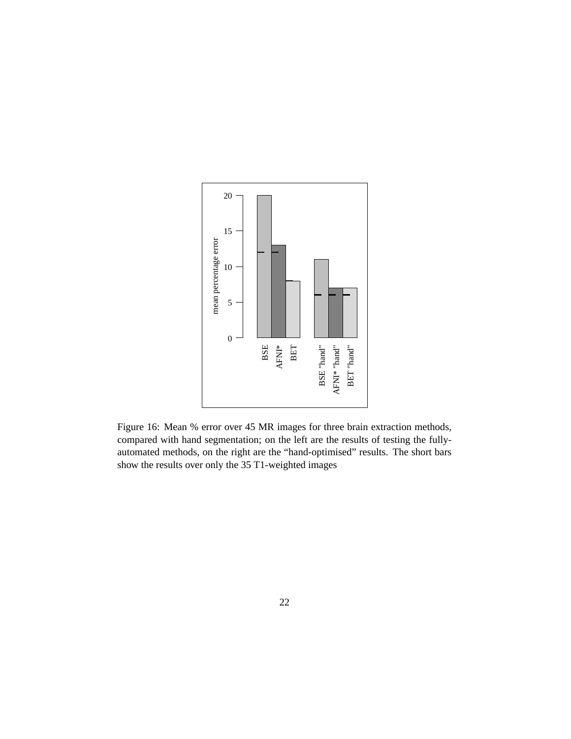Figure 16: Mean % error over 45 MR images for three brain extraction methods, compared with hand segmentation; on the left are the results of testing the fully-automated methods, on the right are the “hand-optimised” results. The short bars show the results over only the 35 T1-weighted images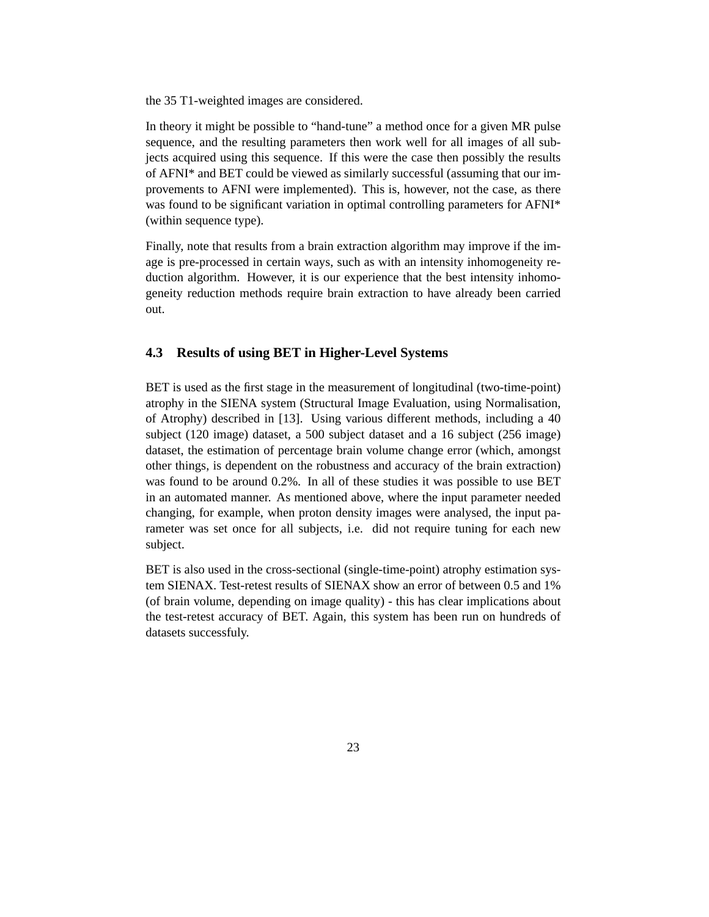the 35 T1-weighted images are considered.

In theory it might be possible to "hand-tune" a method once for a given MR pulse sequence, and the resulting parameters then work well for all images of all subjects acquired using this sequence. If this were the case then possibly the results of AFNI* and BET could be viewed as similarly successful (assuming that our improvements to AFNI were implemented). This is, however, not the case, as there was found to be significant variation in optimal controlling parameters for AFNI* (within sequence type).

Finally, note that results from a brain extraction algorithm may improve if the image is pre-processed in certain ways, such as with an intensity inhomogeneity reduction algorithm. However, it is our experience that the best intensity inhomogeneity reduction methods require brain extraction to have already been carried out.

### 4.3 Results of using BET in Higher-Level Systems

BET is used as the first stage in the measurement of longitudinal (two-time-point) atrophy in the SIENA system (Structural Image Evaluation, using Normalisation, of Atrophy) described in [13]. Using various different methods, including a 40 subject (120 image) dataset, a 500 subject dataset and a 16 subject (256 image) dataset, the estimation of percentage brain volume change error (which, amongst other things, is dependent on the robustness and accuracy of the brain extraction) was found to be around 0.2%. In all of these studies it was possible to use BET in an automated manner. As mentioned above, where the input parameter needed changing, for example, when proton density images were analysed, the input parameter was set once for all subjects, i.e. did not require tuning for each new subject.

BET is also used in the cross-sectional (single-time-point) atrophy estimation system SIENAX. Test-retest results of SIENAX show an error of between 0.5 and 1% (of brain volume, depending on image quality) - this has clear implications about the test-retest accuracy of BET. Again, this system has been run on hundreds of datasets successfuly.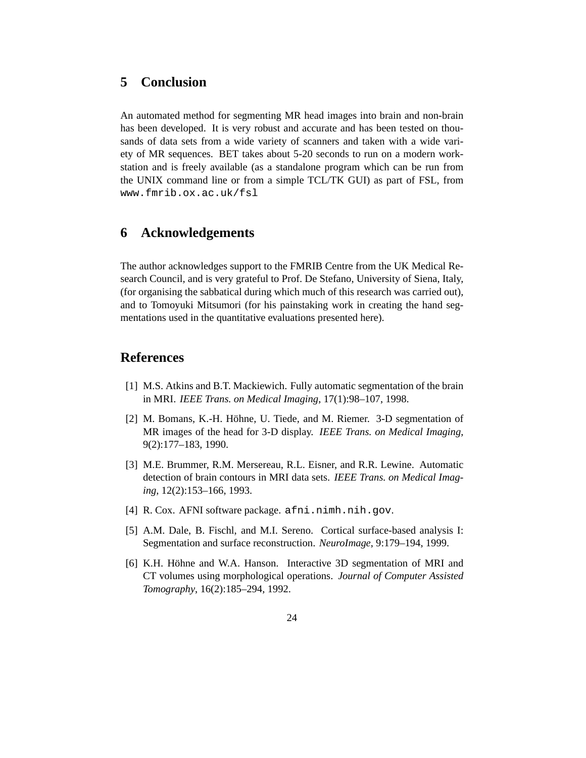## 5 Conclusion

An automated method for segmenting MR head images into brain and non-brain has been developed. It is very robust and accurate and has been tested on thousands of data sets from a wide variety of scanners and taken with a wide variety of MR sequences. BET takes about 5-20 seconds to run on a modern workstation and is freely available (as a standalone program which can be run from the UNIX command line or from a simple TCL/TK GUI) as part of FSL, from `www.fmrib.ox.ac.uk/fsl`

## 6 Acknowledgements

The author acknowledges support to the FMRIB Centre from the UK Medical Research Council, and is very grateful to Prof. De Stefano, University of Siena, Italy, (for organising the sabbatical during which much of this research was carried out), and to Tomoyuki Mitsumori (for his painstaking work in creating the hand segmentations used in the quantitative evaluations presented here).

## References

[1] M.S. Atkins and B.T. Mackiewich. Fully automatic segmentation of the brain in MRI. *IEEE Trans. on Medical Imaging*, 17(1):98–107, 1998.

[2] M. Bomans, K.-H. Höhne, U. Tiede, and M. Riemer. 3-D segmentation of MR images of the head for 3-D display. *IEEE Trans. on Medical Imaging*, 9(2):177–183, 1990.

[3] M.E. Brummer, R.M. Mersereau, R.L. Eisner, and R.R. Lewine. Automatic detection of brain contours in MRI data sets. *IEEE Trans. on Medical Imaging*, 12(2):153–166, 1993.

[4] R. Cox. AFNI software package. `afni.nimh.nih.gov`.

[5] A.M. Dale, B. Fischl, and M.I. Sereno. Cortical surface-based analysis I: Segmentation and surface reconstruction. *NeuroImage*, 9:179–194, 1999.

[6] K.H. Höhne and W.A. Hanson. Interactive 3D segmentation of MRI and CT volumes using morphological operations. *Journal of Computer Assisted Tomography*, 16(2):185–294, 1992.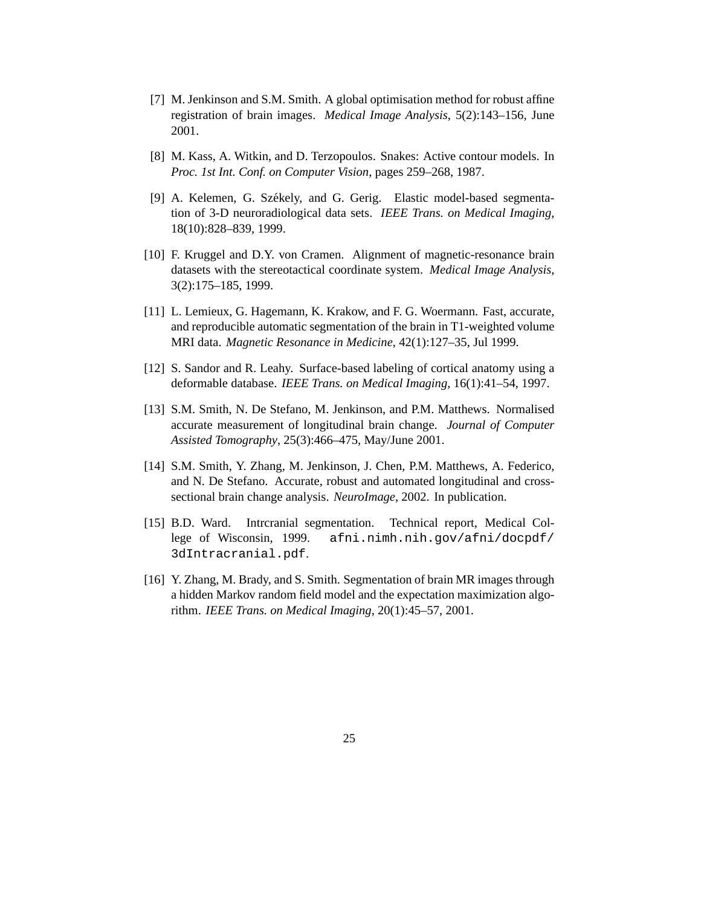[7] M. Jenkinson and S.M. Smith. A global optimisation method for robust affine registration of brain images. *Medical Image Analysis*, 5(2):143–156, June 2001.

[8] M. Kass, A. Witkin, and D. Terzopoulos. Snakes: Active contour models. In *Proc. 1st Int. Conf. on Computer Vision*, pages 259–268, 1987.

[9] A. Kelemen, G. Székely, and G. Gerig. Elastic model-based segmentation of 3-D neuroradiological data sets. *IEEE Trans. on Medical Imaging*, 18(10):828–839, 1999.

[10] F. Kruggel and D.Y. von Cramen. Alignment of magnetic-resonance brain datasets with the stereotactical coordinate system. *Medical Image Analysis*, 3(2):175–185, 1999.

[11] L. Lemieux, G. Hagemann, K. Krakow, and F. G. Woermann. Fast, accurate, and reproducible automatic segmentation of the brain in T1-weighted volume MRI data. *Magnetic Resonance in Medicine*, 42(1):127–35, Jul 1999.

[12] S. Sandor and R. Leahy. Surface-based labeling of cortical anatomy using a deformable database. *IEEE Trans. on Medical Imaging*, 16(1):41–54, 1997.

[13] S.M. Smith, N. De Stefano, M. Jenkinson, and P.M. Matthews. Normalised accurate measurement of longitudinal brain change. *Journal of Computer Assisted Tomography*, 25(3):466–475, May/June 2001.

[14] S.M. Smith, Y. Zhang, M. Jenkinson, J. Chen, P.M. Matthews, A. Federico, and N. De Stefano. Accurate, robust and automated longitudinal and cross-sectional brain change analysis. *NeuroImage*, 2002. In publication.

[15] B.D. Ward. Intrcranial segmentation. Technical report, Medical College of Wisconsin, 1999. `afni.nimh.nih.gov/afni/docpdf/3dIntracranial.pdf`.

[16] Y. Zhang, M. Brady, and S. Smith. Segmentation of brain MR images through a hidden Markov random field model and the expectation maximization algorithm. *IEEE Trans. on Medical Imaging*, 20(1):45–57, 2001.